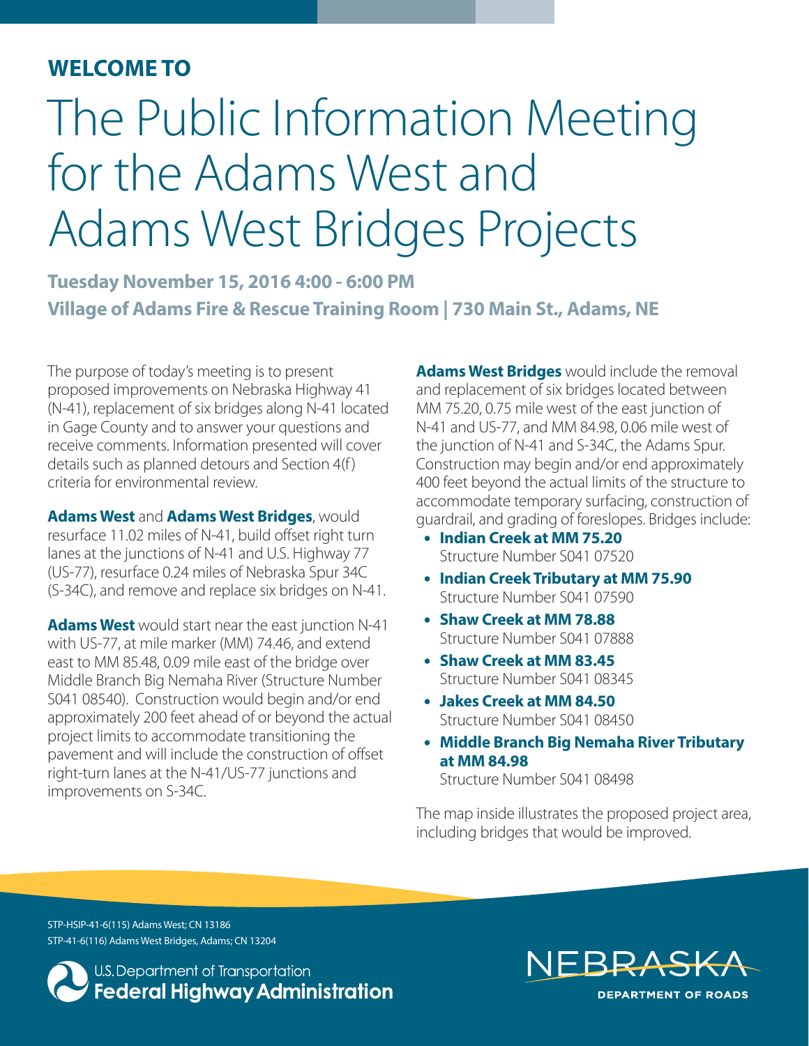**WELCOME TO**

# The Public Information Meeting for the Adams West and Adams West Bridges Projects

**Tuesday November 15, 2016 4:00 - 6:00 PM**

**Village of Adams Fire & Rescue Training Room | 730 Main St., Adams, NE**

The purpose of today's meeting is to present proposed improvements on Nebraska Highway 41 (N-41), replacement of six bridges along N-41 located in Gage County and to answer your questions and receive comments. Information presented will cover details such as planned detours and Section 4(f) criteria for environmental review.

**Adams West** and **Adams West Bridges**, would resurface 11.02 miles of N-41, build offset right turn lanes at the junctions of N-41 and U.S. Highway 77 (US-77), resurface 0.24 miles of Nebraska Spur 34C (S-34C), and remove and replace six bridges on N-41.

**Adams West** would start near the east junction N-41 with US-77, at mile marker (MM) 74.46, and extend east to MM 85.48, 0.09 mile east of the bridge over Middle Branch Big Nemaha River (Structure Number S041 08540). Construction would begin and/or end approximately 200 feet ahead of or beyond the actual project limits to accommodate transitioning the pavement and will include the construction of offset right-turn lanes at the N-41/US-77 junctions and improvements on S-34C.

**Adams West Bridges** would include the removal and replacement of six bridges located between MM 75.20, 0.75 mile west of the east junction of N-41 and US-77, and MM 84.98, 0.06 mile west of the junction of N-41 and S-34C, the Adams Spur. Construction may begin and/or end approximately 400 feet beyond the actual limits of the structure to accommodate temporary surfacing, construction of guardrail, and grading of foreslopes. Bridges include:

- **Indian Creek at MM 75.20**
  Structure Number S041 07520
- **Indian Creek Tributary at MM 75.90**
  Structure Number S041 07590
- **Shaw Creek at MM 78.88**
  Structure Number S041 07888
- **Shaw Creek at MM 83.45**
  Structure Number S041 08345
- **Jakes Creek at MM 84.50**
  Structure Number S041 08450
- **Middle Branch Big Nemaha River Tributary at MM 84.98**
  Structure Number S041 08498

The map inside illustrates the proposed project area, including bridges that would be improved.

STP-HSIP-41-6(115) Adams West; CN 13186
STP-41-6(116) Adams West Bridges, Adams; CN 13204

U.S. Department of Transportation
**Federal Highway Administration**

NEBRASKA
**DEPARTMENT OF ROADS**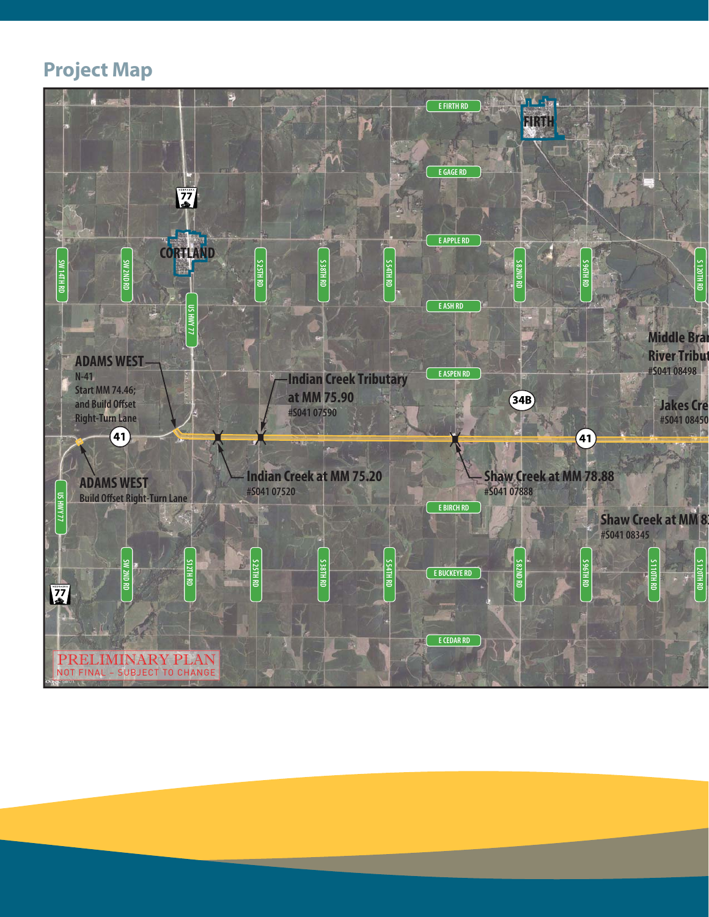## Project Map

ADAMS WEST
N-41
Start MM 74.46;
and Build Offset
Right-Turn Lane

ADAMS WEST
Build Offset Right-Turn Lane

Indian Creek Tributary at MM 75.90
#S041 07590

Indian Creek at MM 75.20
#S041 07520

Shaw Creek at MM 78.88
#S041 07888

Shaw Creek at MM 8
#S041 08345

Middle Bra
River Tribut
#S041 08498

Jakes Cre
#S041 08450

PRELIMINARY PLAN
NOT FINAL - SUBJECT TO CHANGE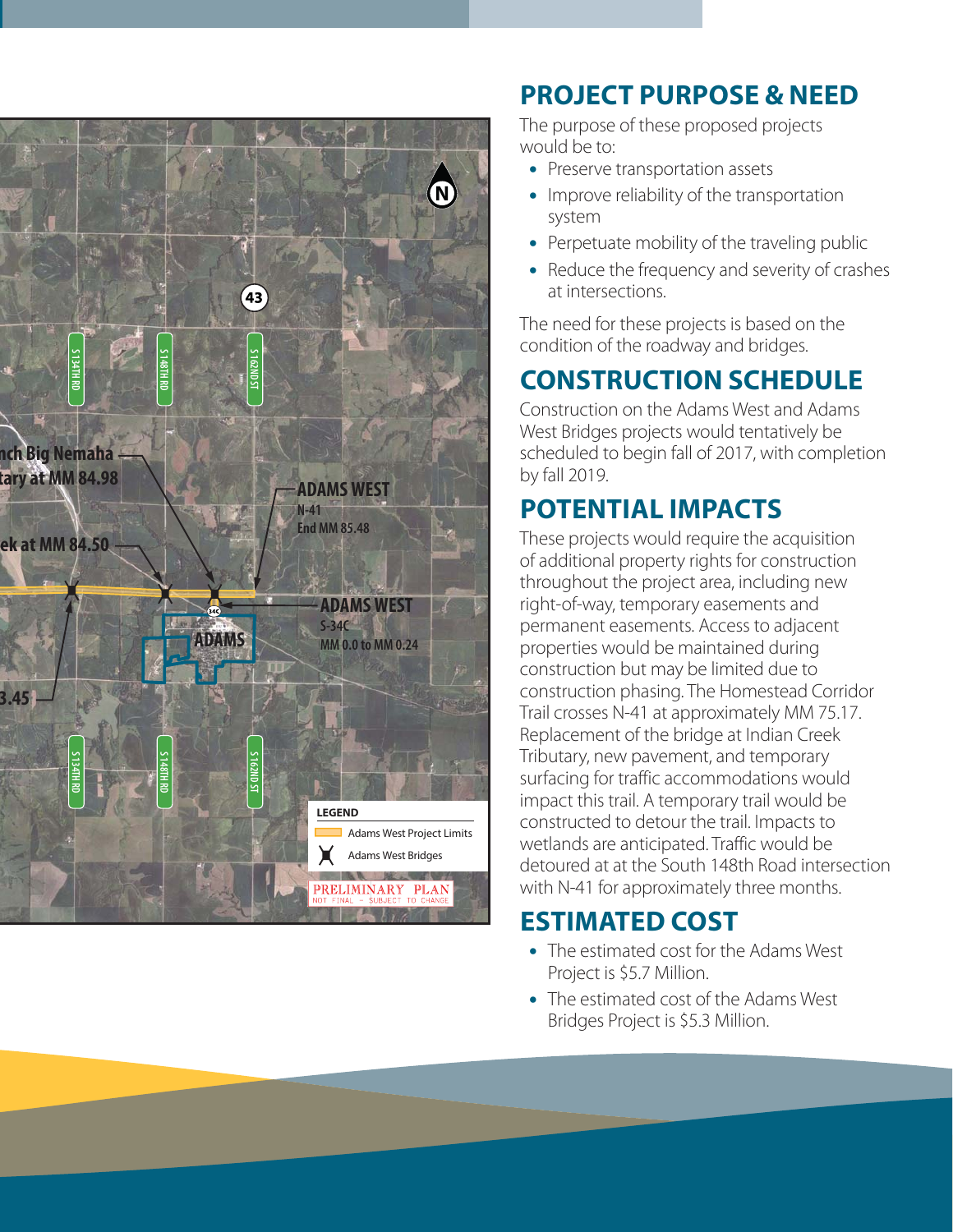## PROJECT PURPOSE & NEED

The purpose of these proposed projects would be to:

- Preserve transportation assets
- Improve reliability of the transportation system
- Perpetuate mobility of the traveling public
- Reduce the frequency and severity of crashes at intersections.

The need for these projects is based on the condition of the roadway and bridges.

## CONSTRUCTION SCHEDULE

Construction on the Adams West and Adams West Bridges projects would tentatively be scheduled to begin fall of 2017, with completion by fall 2019.

## POTENTIAL IMPACTS

These projects would require the acquisition of additional property rights for construction throughout the project area, including new right-of-way, temporary easements and permanent easements. Access to adjacent properties would be maintained during construction but may be limited due to construction phasing. The Homestead Corridor Trail crosses N-41 at approximately MM 75.17. Replacement of the bridge at Indian Creek Tributary, new pavement, and temporary surfacing for traffic accommodations would impact this trail. A temporary trail would be constructed to detour the trail. Impacts to wetlands are anticipated. Traffic would be detoured at at the South 148th Road intersection with N-41 for approximately three months.

## ESTIMATED COST

- The estimated cost for the Adams West Project is $5.7 Million.
- The estimated cost of the Adams West Bridges Project is $5.3 Million.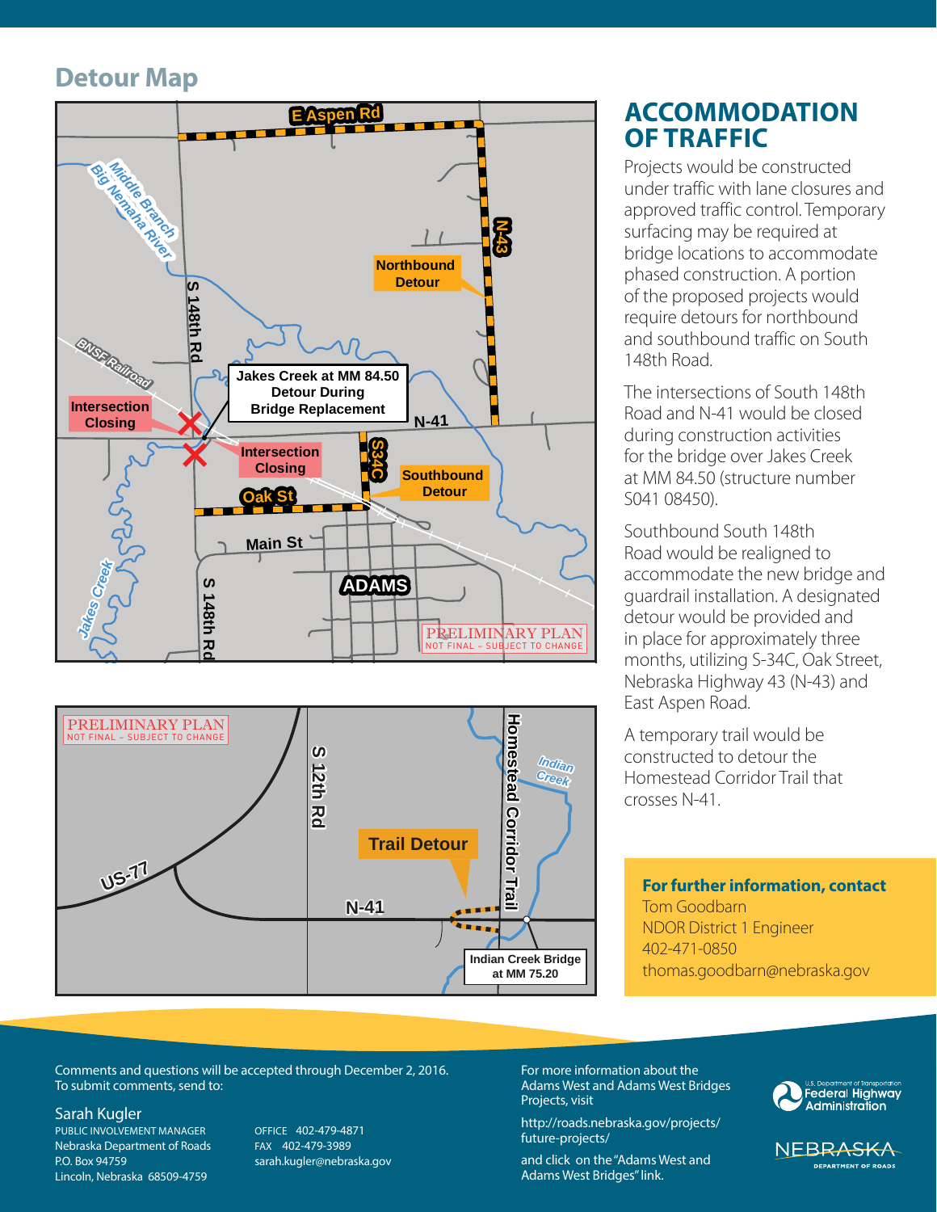## Detour Map

E Aspen Rd
Middle Branch Big Nemaha River
N-43
Northbound Detour
S 148th Rd
BNSF Railroad
Jakes Creek at MM 84.50 Detour During Bridge Replacement
Intersection Closing
N-41
Intersection Closing
S34C
Southbound Detour
Oak St
Main St
ADAMS
Jakes Creek
S 148th Rd
PRELIMINARY PLAN
NOT FINAL – SUBJECT TO CHANGE

PRELIMINARY PLAN
NOT FINAL – SUBJECT TO CHANGE
S 12th Rd
Homestead Corridor Trail
Indian Creek
Trail Detour
US-77
N-41
Indian Creek Bridge at MM 75.20

# ACCOMMODATION OF TRAFFIC

Projects would be constructed under traffic with lane closures and approved traffic control. Temporary surfacing may be required at bridge locations to accommodate phased construction. A portion of the proposed projects would require detours for northbound and southbound traffic on South 148th Road.

The intersections of South 148th Road and N-41 would be closed during construction activities for the bridge over Jakes Creek at MM 84.50 (structure number S041 08450).

Southbound South 148th Road would be realigned to accommodate the new bridge and guardrail installation. A designated detour would be provided and in place for approximately three months, utilizing S-34C, Oak Street, Nebraska Highway 43 (N-43) and East Aspen Road.

A temporary trail would be constructed to detour the Homestead Corridor Trail that crosses N-41.

**For further information, contact**
Tom Goodbarn
NDOR District 1 Engineer
402-471-0850
thomas.goodbarn@nebraska.gov

Comments and questions will be accepted through December 2, 2016.
To submit comments, send to:

Sarah Kugler
PUBLIC INVOLVEMENT MANAGER
Nebraska Department of Roads
P.O. Box 94759
Lincoln, Nebraska 68509-4759

OFFICE 402-479-4871
FAX 402-479-3989
sarah.kugler@nebraska.gov

For more information about the Adams West and Adams West Bridges Projects, visit

http://roads.nebraska.gov/projects/future-projects/

and click on the "Adams West and Adams West Bridges" link.

U.S. Department of Transportation
Federal Highway Administration

NEBRASKA
DEPARTMENT OF ROADS